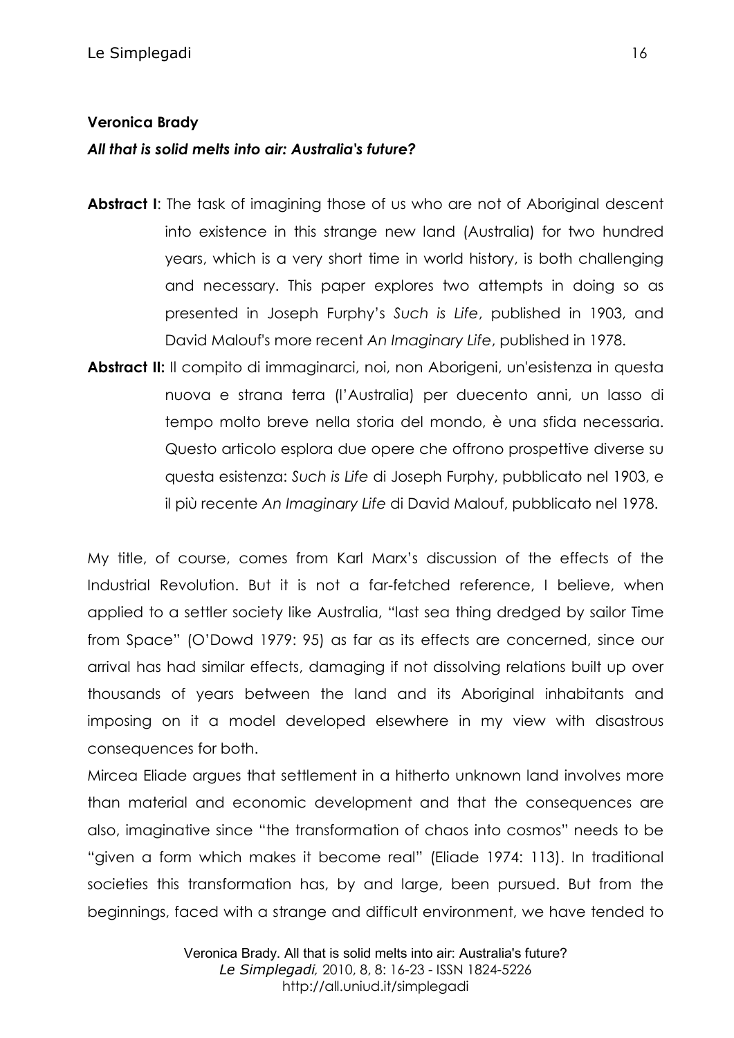**Veronica Brady**

***All that is solid melts into air: Australia's future?***

**Abstract I**: The task of imagining those of us who are not of Aboriginal descent into existence in this strange new land (Australia) for two hundred years, which is a very short time in world history, is both challenging and necessary. This paper explores two attempts in doing so as presented in Joseph Furphy's *Such is Life*, published in 1903, and David Malouf's more recent *An Imaginary Life*, published in 1978.

**Abstract II:** Il compito di immaginarci, noi, non Aborigeni, un'esistenza in questa nuova e strana terra (l'Australia) per duecento anni, un lasso di tempo molto breve nella storia del mondo, è una sfida necessaria. Questo articolo esplora due opere che offrono prospettive diverse su questa esistenza: *Such is Life* di Joseph Furphy, pubblicato nel 1903, e il più recente *An Imaginary Life* di David Malouf, pubblicato nel 1978.

My title, of course, comes from Karl Marx's discussion of the effects of the Industrial Revolution. But it is not a far-fetched reference, I believe, when applied to a settler society like Australia, "last sea thing dredged by sailor Time from Space" (O'Dowd 1979: 95) as far as its effects are concerned, since our arrival has had similar effects, damaging if not dissolving relations built up over thousands of years between the land and its Aboriginal inhabitants and imposing on it a model developed elsewhere in my view with disastrous consequences for both.

Mircea Eliade argues that settlement in a hitherto unknown land involves more than material and economic development and that the consequences are also, imaginative since "the transformation of chaos into cosmos" needs to be "given a form which makes it become real" (Eliade 1974: 113). In traditional societies this transformation has, by and large, been pursued. But from the beginnings, faced with a strange and difficult environment, we have tended to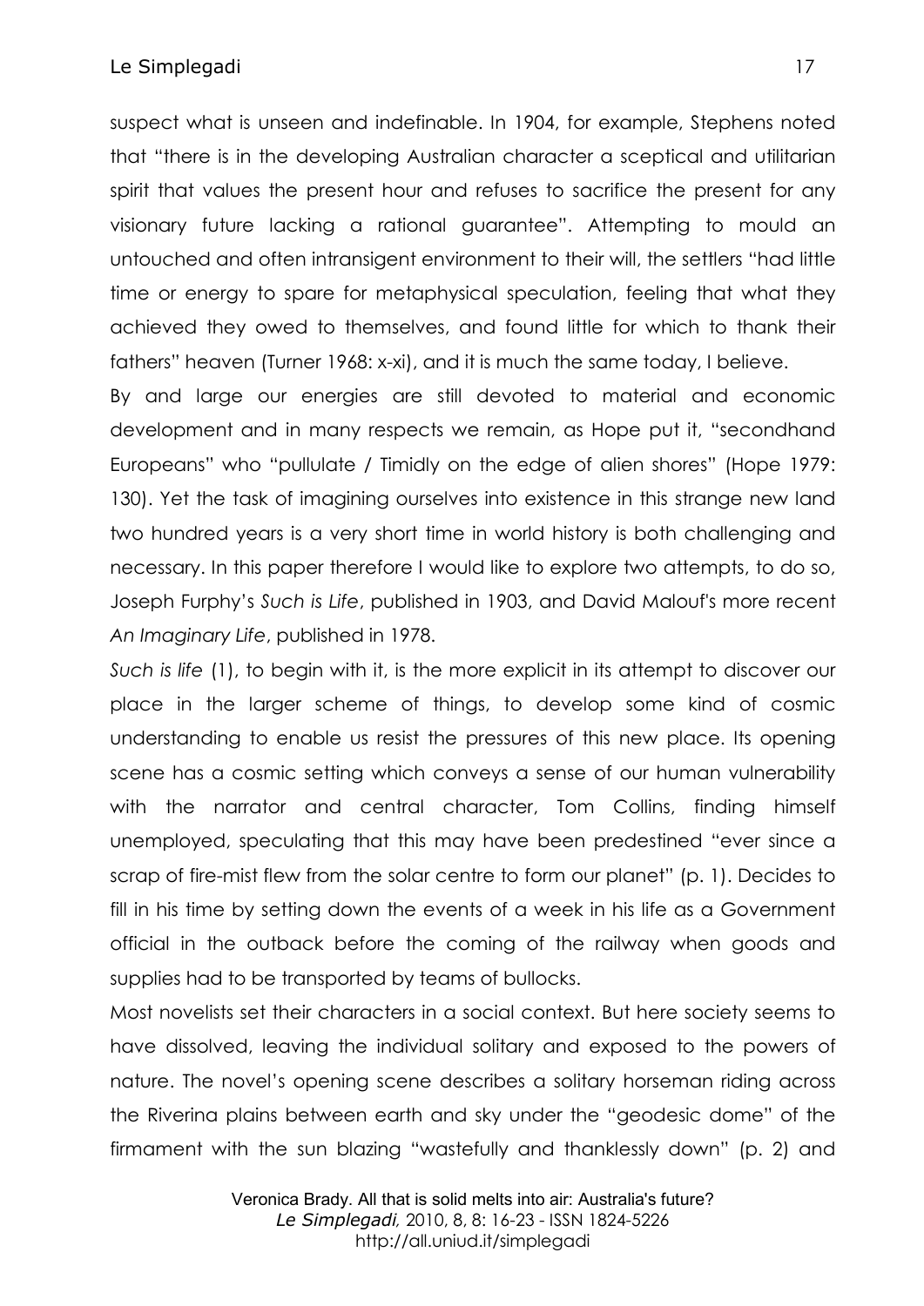suspect what is unseen and indefinable. In 1904, for example, Stephens noted that "there is in the developing Australian character a sceptical and utilitarian spirit that values the present hour and refuses to sacrifice the present for any visionary future lacking a rational guarantee". Attempting to mould an untouched and often intransigent environment to their will, the settlers "had little time or energy to spare for metaphysical speculation, feeling that what they achieved they owed to themselves, and found little for which to thank their fathers" heaven (Turner 1968: x-xi), and it is much the same today, I believe.

By and large our energies are still devoted to material and economic development and in many respects we remain, as Hope put it, "secondhand Europeans" who "pullulate / Timidly on the edge of alien shores" (Hope 1979: 130). Yet the task of imagining ourselves into existence in this strange new land two hundred years is a very short time in world history is both challenging and necessary. In this paper therefore I would like to explore two attempts, to do so, Joseph Furphy's *Such is Life*, published in 1903, and David Malouf's more recent *An Imaginary Life*, published in 1978.

*Such is life* (1), to begin with it, is the more explicit in its attempt to discover our place in the larger scheme of things, to develop some kind of cosmic understanding to enable us resist the pressures of this new place. Its opening scene has a cosmic setting which conveys a sense of our human vulnerability with the narrator and central character, Tom Collins, finding himself unemployed, speculating that this may have been predestined "ever since a scrap of fire-mist flew from the solar centre to form our planet" (p. 1). Decides to fill in his time by setting down the events of a week in his life as a Government official in the outback before the coming of the railway when goods and supplies had to be transported by teams of bullocks.

Most novelists set their characters in a social context. But here society seems to have dissolved, leaving the individual solitary and exposed to the powers of nature. The novel's opening scene describes a solitary horseman riding across the Riverina plains between earth and sky under the "geodesic dome" of the firmament with the sun blazing "wastefully and thanklessly down" (p. 2) and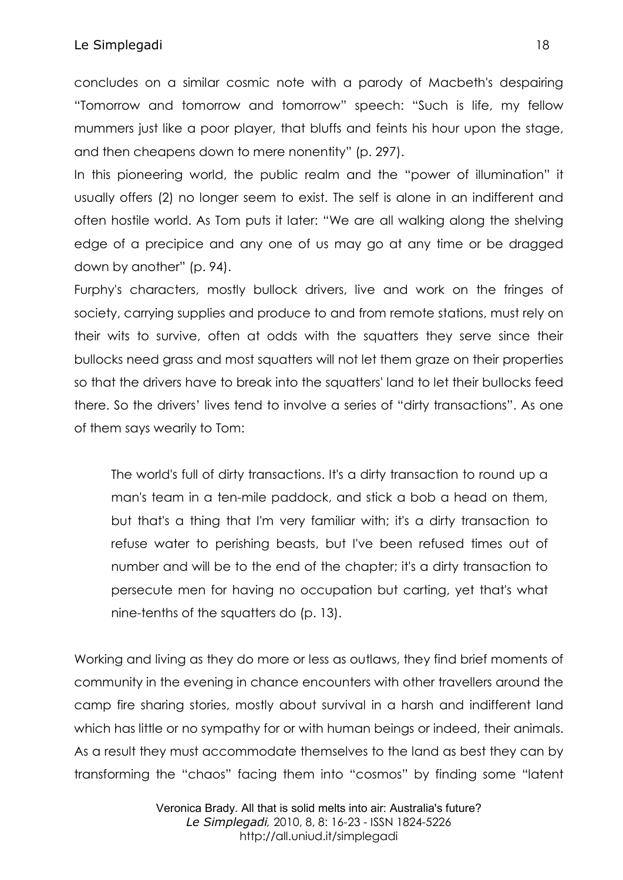concludes on a similar cosmic note with a parody of Macbeth's despairing "Tomorrow and tomorrow and tomorrow" speech: "Such is life, my fellow mummers just like a poor player, that bluffs and feints his hour upon the stage, and then cheapens down to mere nonentity" (p. 297).

In this pioneering world, the public realm and the "power of illumination" it usually offers (2) no longer seem to exist. The self is alone in an indifferent and often hostile world. As Tom puts it later: "We are all walking along the shelving edge of a precipice and any one of us may go at any time or be dragged down by another" (p. 94).

Furphy's characters, mostly bullock drivers, live and work on the fringes of society, carrying supplies and produce to and from remote stations, must rely on their wits to survive, often at odds with the squatters they serve since their bullocks need grass and most squatters will not let them graze on their properties so that the drivers have to break into the squatters' land to let their bullocks feed there. So the drivers' lives tend to involve a series of "dirty transactions". As one of them says wearily to Tom:

> The world's full of dirty transactions. It's a dirty transaction to round up a man's team in a ten-mile paddock, and stick a bob a head on them, but that's a thing that I'm very familiar with; it's a dirty transaction to refuse water to perishing beasts, but I've been refused times out of number and will be to the end of the chapter; it's a dirty transaction to persecute men for having no occupation but carting, yet that's what nine-tenths of the squatters do (p. 13).

Working and living as they do more or less as outlaws, they find brief moments of community in the evening in chance encounters with other travellers around the camp fire sharing stories, mostly about survival in a harsh and indifferent land which has little or no sympathy for or with human beings or indeed, their animals. As a result they must accommodate themselves to the land as best they can by transforming the "chaos" facing them into "cosmos" by finding some "latent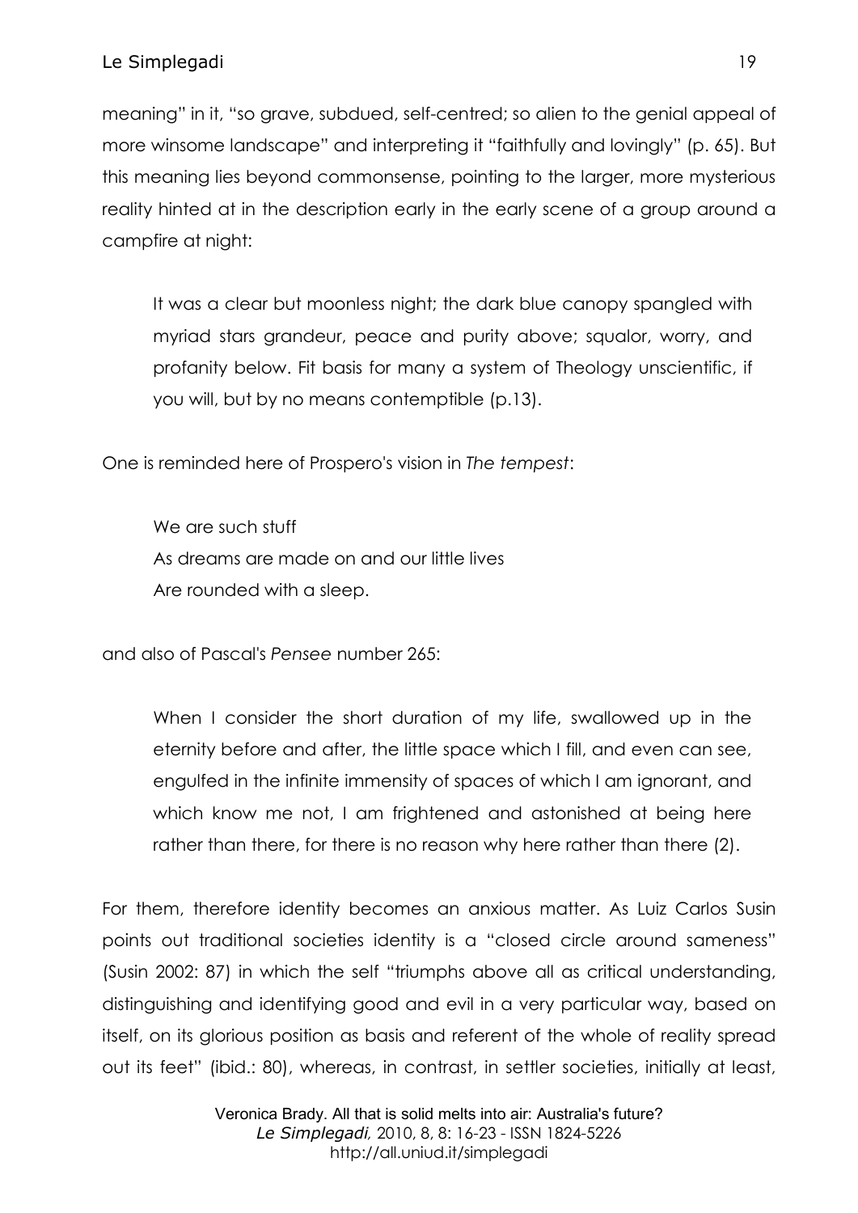meaning" in it, "so grave, subdued, self-centred; so alien to the genial appeal of more winsome landscape" and interpreting it "faithfully and lovingly" (p. 65). But this meaning lies beyond commonsense, pointing to the larger, more mysterious reality hinted at in the description early in the early scene of a group around a campfire at night:

> It was a clear but moonless night; the dark blue canopy spangled with myriad stars grandeur, peace and purity above; squalor, worry, and profanity below. Fit basis for many a system of Theology unscientific, if you will, but by no means contemptible (p.13).

One is reminded here of Prospero's vision in *The tempest*:

> We are such stuff
> As dreams are made on and our little lives
> Are rounded with a sleep.

and also of Pascal's *Pensee* number 265:

> When I consider the short duration of my life, swallowed up in the eternity before and after, the little space which I fill, and even can see, engulfed in the infinite immensity of spaces of which I am ignorant, and which know me not, I am frightened and astonished at being here rather than there, for there is no reason why here rather than there (2).

For them, therefore identity becomes an anxious matter. As Luiz Carlos Susin points out traditional societies identity is a "closed circle around sameness" (Susin 2002: 87) in which the self "triumphs above all as critical understanding, distinguishing and identifying good and evil in a very particular way, based on itself, on its glorious position as basis and referent of the whole of reality spread out its feet" (ibid.: 80), whereas, in contrast, in settler societies, initially at least,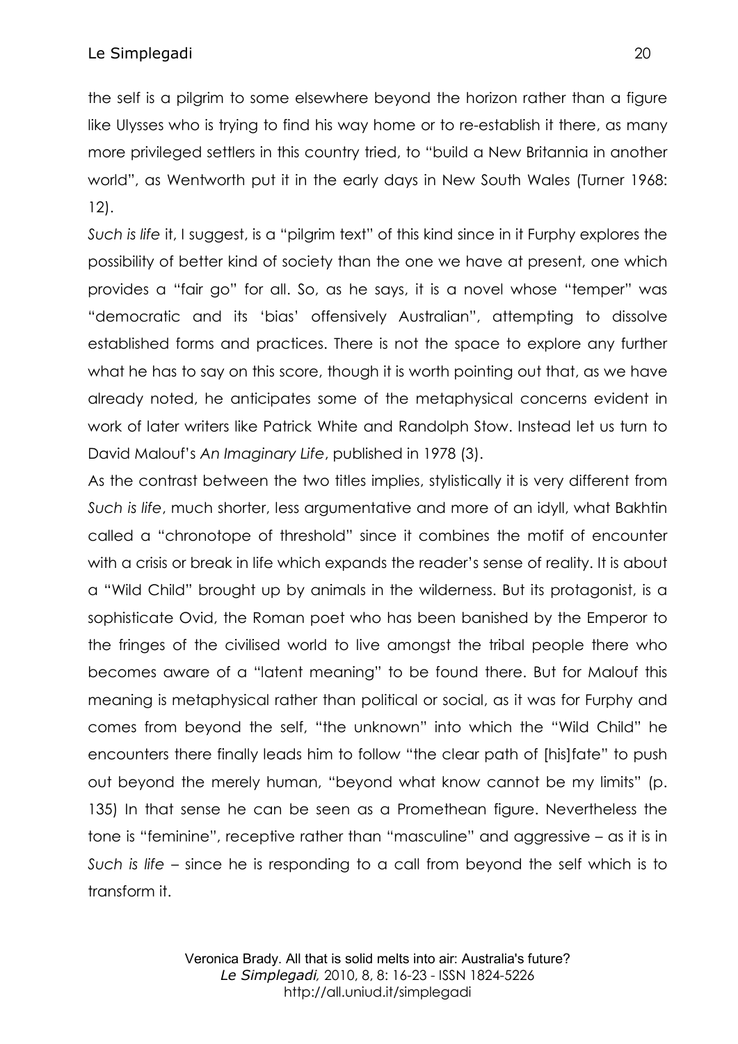the self is a pilgrim to some elsewhere beyond the horizon rather than a figure like Ulysses who is trying to find his way home or to re-establish it there, as many more privileged settlers in this country tried, to "build a New Britannia in another world", as Wentworth put it in the early days in New South Wales (Turner 1968: 12).

*Such is life* it, I suggest, is a "pilgrim text" of this kind since in it Furphy explores the possibility of better kind of society than the one we have at present, one which provides a "fair go" for all. So, as he says, it is a novel whose "temper" was "democratic and its 'bias' offensively Australian", attempting to dissolve established forms and practices. There is not the space to explore any further what he has to say on this score, though it is worth pointing out that, as we have already noted, he anticipates some of the metaphysical concerns evident in work of later writers like Patrick White and Randolph Stow. Instead let us turn to David Malouf's *An Imaginary Life*, published in 1978 (3).

As the contrast between the two titles implies, stylistically it is very different from *Such is life*, much shorter, less argumentative and more of an idyll, what Bakhtin called a "chronotope of threshold" since it combines the motif of encounter with a crisis or break in life which expands the reader's sense of reality. It is about a "Wild Child" brought up by animals in the wilderness. But its protagonist, is a sophisticate Ovid, the Roman poet who has been banished by the Emperor to the fringes of the civilised world to live amongst the tribal people there who becomes aware of a "latent meaning" to be found there. But for Malouf this meaning is metaphysical rather than political or social, as it was for Furphy and comes from beyond the self, "the unknown" into which the "Wild Child" he encounters there finally leads him to follow "the clear path of [his]fate" to push out beyond the merely human, "beyond what know cannot be my limits" (p. 135) In that sense he can be seen as a Promethean figure. Nevertheless the tone is "feminine", receptive rather than "masculine" and aggressive – as it is in *Such is life* – since he is responding to a call from beyond the self which is to transform it.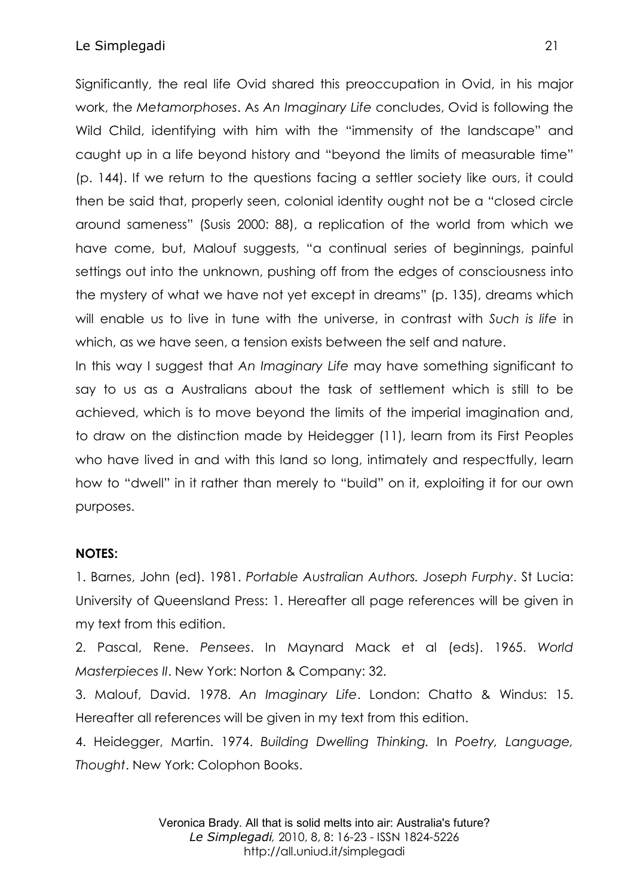Significantly, the real life Ovid shared this preoccupation in Ovid, in his major work, the *Metamorphoses*. As *An Imaginary Life* concludes, Ovid is following the Wild Child, identifying with him with the "immensity of the landscape" and caught up in a life beyond history and "beyond the limits of measurable time" (p. 144). If we return to the questions facing a settler society like ours, it could then be said that, properly seen, colonial identity ought not be a "closed circle around sameness" (Susis 2000: 88), a replication of the world from which we have come, but, Malouf suggests, "a continual series of beginnings, painful settings out into the unknown, pushing off from the edges of consciousness into the mystery of what we have not yet except in dreams" (p. 135), dreams which will enable us to live in tune with the universe, in contrast with *Such is life* in which, as we have seen, a tension exists between the self and nature.

In this way I suggest that *An Imaginary Life* may have something significant to say to us as a Australians about the task of settlement which is still to be achieved, which is to move beyond the limits of the imperial imagination and, to draw on the distinction made by Heidegger (11), learn from its First Peoples who have lived in and with this land so long, intimately and respectfully, learn how to "dwell" in it rather than merely to "build" on it, exploiting it for our own purposes.

**NOTES:**

1. Barnes, John (ed). 1981. *Portable Australian Authors. Joseph Furphy*. St Lucia: University of Queensland Press: 1. Hereafter all page references will be given in my text from this edition.
2. Pascal, Rene. *Pensees*. In Maynard Mack et al (eds). 1965. *World Masterpieces II*. New York: Norton & Company: 32.
3. Malouf, David. 1978. *An Imaginary Life*. London: Chatto & Windus: 15. Hereafter all references will be given in my text from this edition.
4. Heidegger, Martin. 1974. *Building Dwelling Thinking.* In *Poetry, Language, Thought*. New York: Colophon Books.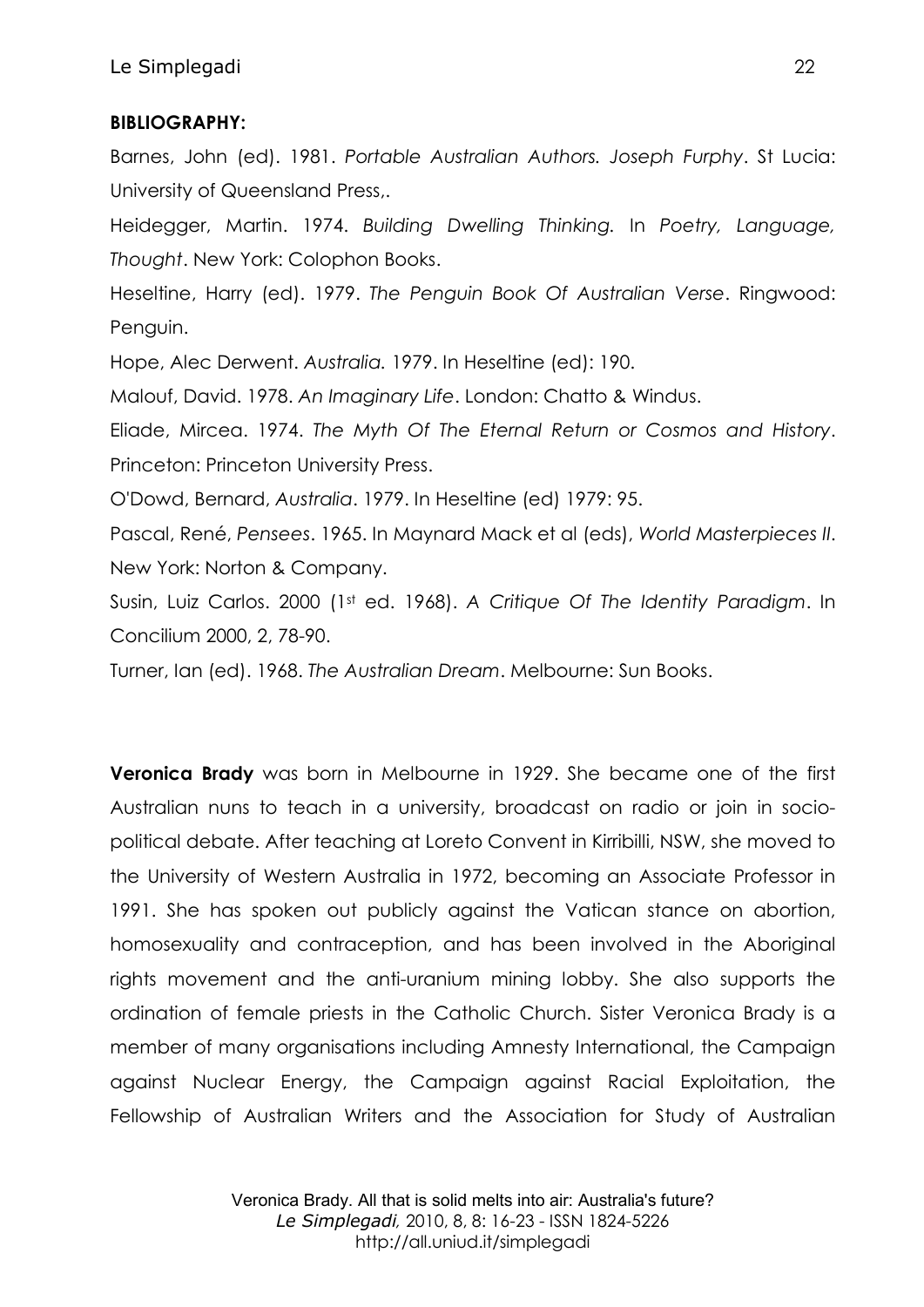**BIBLIOGRAPHY:**

Barnes, John (ed). 1981. *Portable Australian Authors. Joseph Furphy*. St Lucia: University of Queensland Press,.

Heidegger, Martin. 1974. *Building Dwelling Thinking.* In *Poetry, Language, Thought*. New York: Colophon Books.

Heseltine, Harry (ed). 1979. *The Penguin Book Of Australian Verse*. Ringwood: Penguin.

Hope, Alec Derwent. *Australia.* 1979. In Heseltine (ed): 190.

Malouf, David. 1978. *An Imaginary Life*. London: Chatto & Windus.

Eliade, Mircea. 1974. *The Myth Of The Eternal Return or Cosmos and History*. Princeton: Princeton University Press.

O'Dowd, Bernard, *Australia*. 1979. In Heseltine (ed) 1979: 95.

Pascal, René, *Pensees*. 1965. In Maynard Mack et al (eds), *World Masterpieces II*. New York: Norton & Company.

Susin, Luiz Carlos. 2000 (1st ed. 1968). *A Critique Of The Identity Paradigm*. In Concilium 2000, 2, 78-90.

Turner, Ian (ed). 1968. *The Australian Dream*. Melbourne: Sun Books.

**Veronica Brady** was born in Melbourne in 1929. She became one of the first Australian nuns to teach in a university, broadcast on radio or join in socio-political debate. After teaching at Loreto Convent in Kirribilli, NSW, she moved to the University of Western Australia in 1972, becoming an Associate Professor in 1991. She has spoken out publicly against the Vatican stance on abortion, homosexuality and contraception, and has been involved in the Aboriginal rights movement and the anti-uranium mining lobby. She also supports the ordination of female priests in the Catholic Church. Sister Veronica Brady is a member of many organisations including Amnesty International, the Campaign against Nuclear Energy, the Campaign against Racial Exploitation, the Fellowship of Australian Writers and the Association for Study of Australian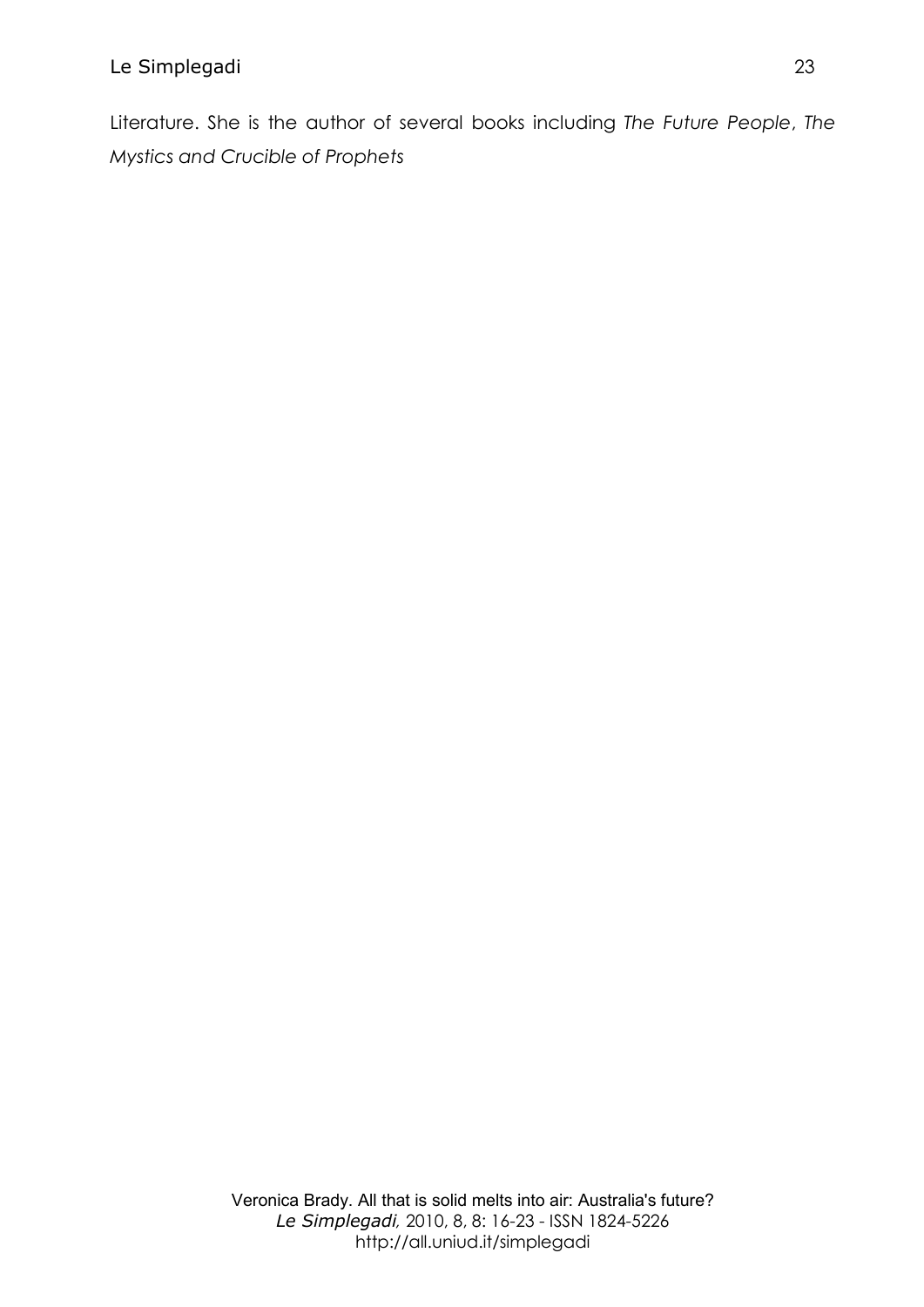Literature. She is the author of several books including *The Future People*, *The Mystics and Crucible of Prophets*